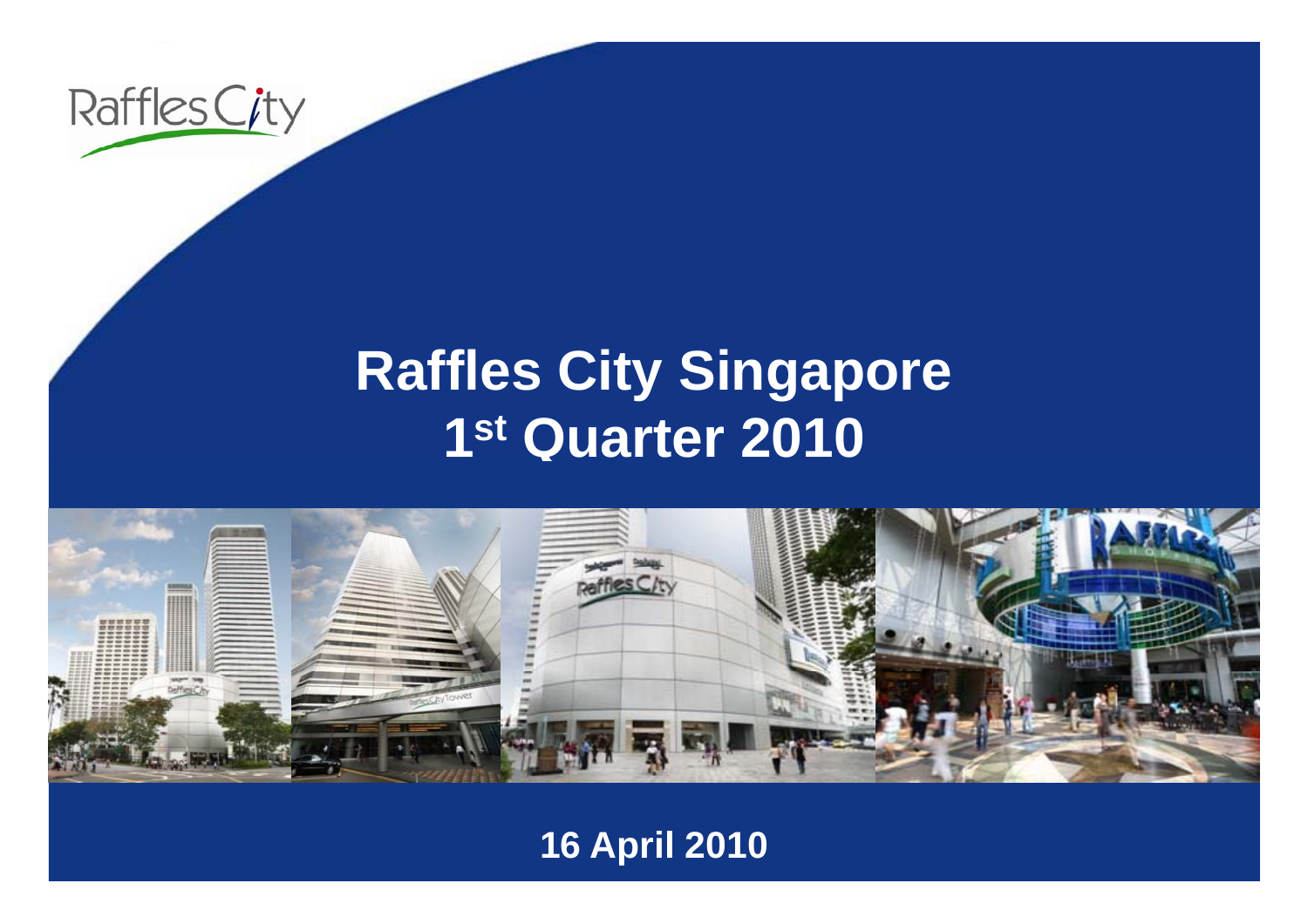Raffles City

# Raffles City Singapore
# 1st Quarter 2010

**16 April 2010**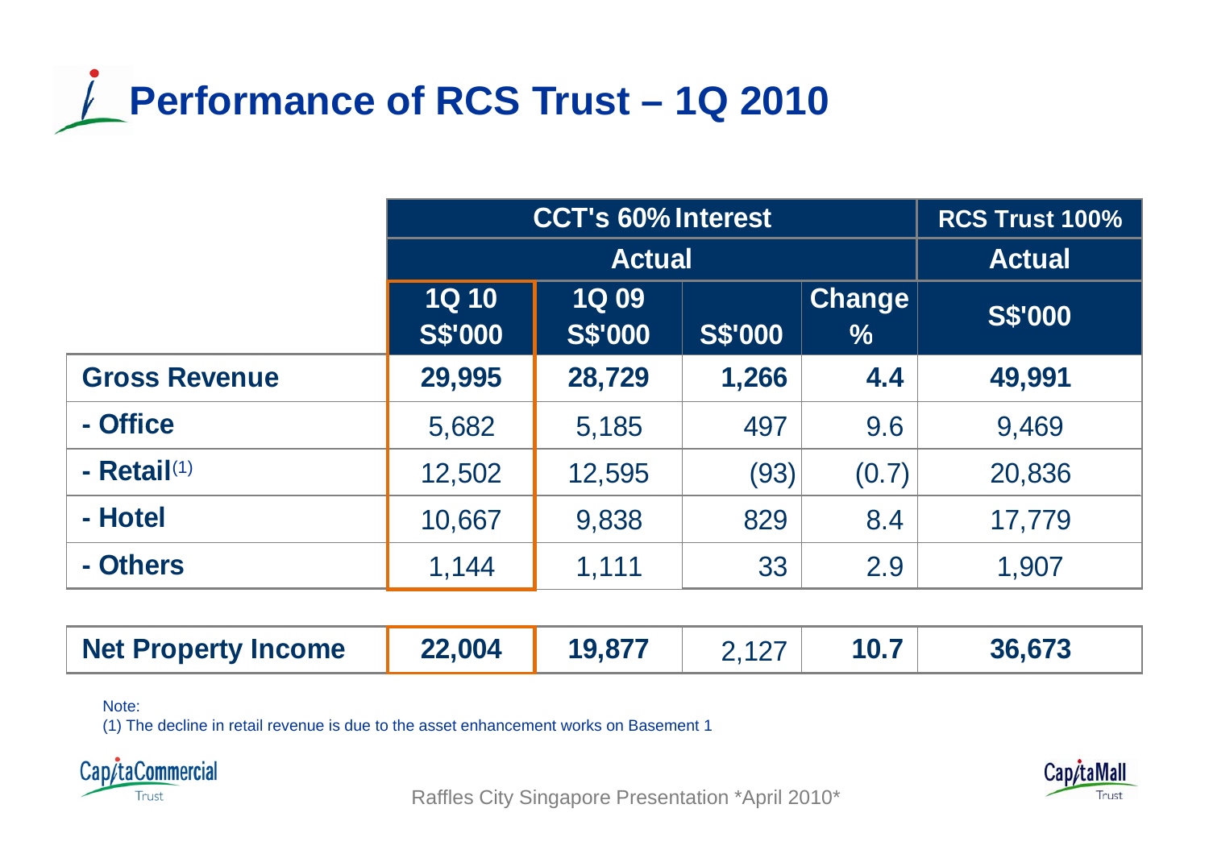# Performance of RCS Trust – 1Q 2010

| | CCT's 60% Interest | | | | RCS Trust 100% |
|---|---|---|---|---|---|
| | Actual | | | | Actual |
| | 1Q 10 S$'000 | 1Q 09 S$'000 | S$'000 | Change % | S$'000 |
| **Gross Revenue** | **29,995** | **28,729** | **1,266** | **4.4** | **49,991** |
| **- Office** | 5,682 | 5,185 | 497 | 9.6 | 9,469 |
| **- Retail**[1] | 12,502 | 12,595 | (93) | (0.7) | 20,836 |
| **- Hotel** | 10,667 | 9,838 | 829 | 8.4 | 17,779 |
| **- Others** | 1,144 | 1,111 | 33 | 2.9 | 1,907 |
| **Net Property Income** | **22,004** | **19,877** | 2,127 | **10.7** | **36,673** |

Note:

(1) The decline in retail revenue is due to the asset enhancement works on Basement 1

Raffles City Singapore Presentation *April 2010*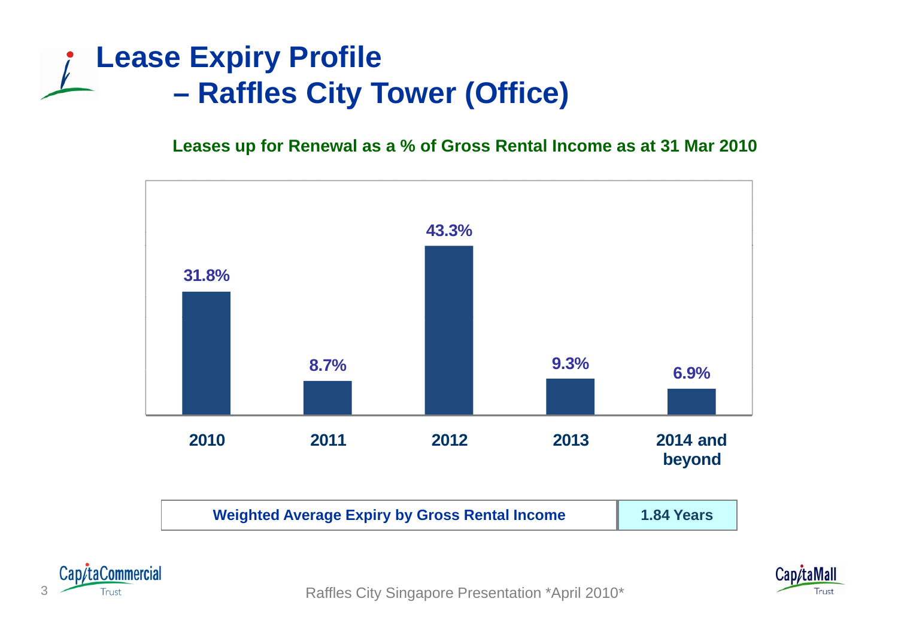# Lease Expiry Profile – Raffles City Tower (Office)

**Leases up for Renewal as a % of Gross Rental Income as at 31 Mar 2010**

| Year | % of Gross Rental Income |
|---|---|
| 2010 | 31.8% |
| 2011 | 8.7% |
| 2012 | 43.3% |
| 2013 | 9.3% |
| 2014 and beyond | 6.9% |

| Weighted Average Expiry by Gross Rental Income | 1.84 Years |
|---|---|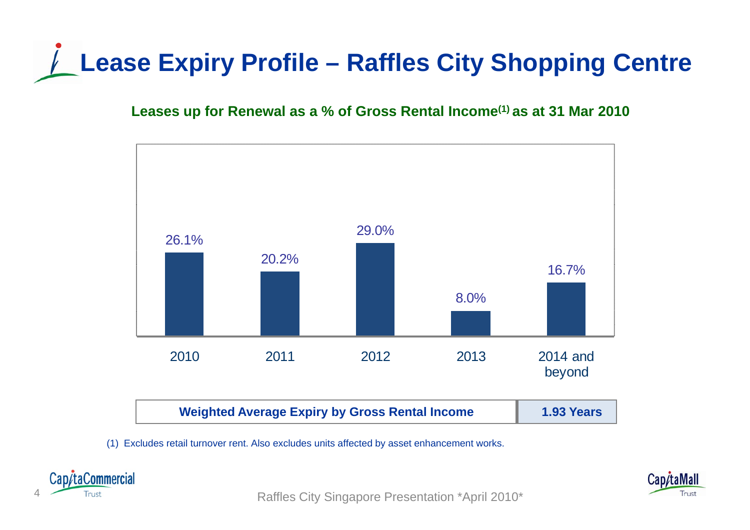# Lease Expiry Profile – Raffles City Shopping Centre

**Leases up for Renewal as a % of Gross Rental Income[1] as at 31 Mar 2010**

| Year | Leases up for Renewal (% of Gross Rental Income) |
|---|---|
| 2010 | 26.1% |
| 2011 | 20.2% |
| 2012 | 29.0% |
| 2013 | 8.0% |
| 2014 and beyond | 16.7% |

| Weighted Average Expiry by Gross Rental Income | 1.93 Years |
|---|---|

(1) Excludes retail turnover rent. Also excludes units affected by asset enhancement works.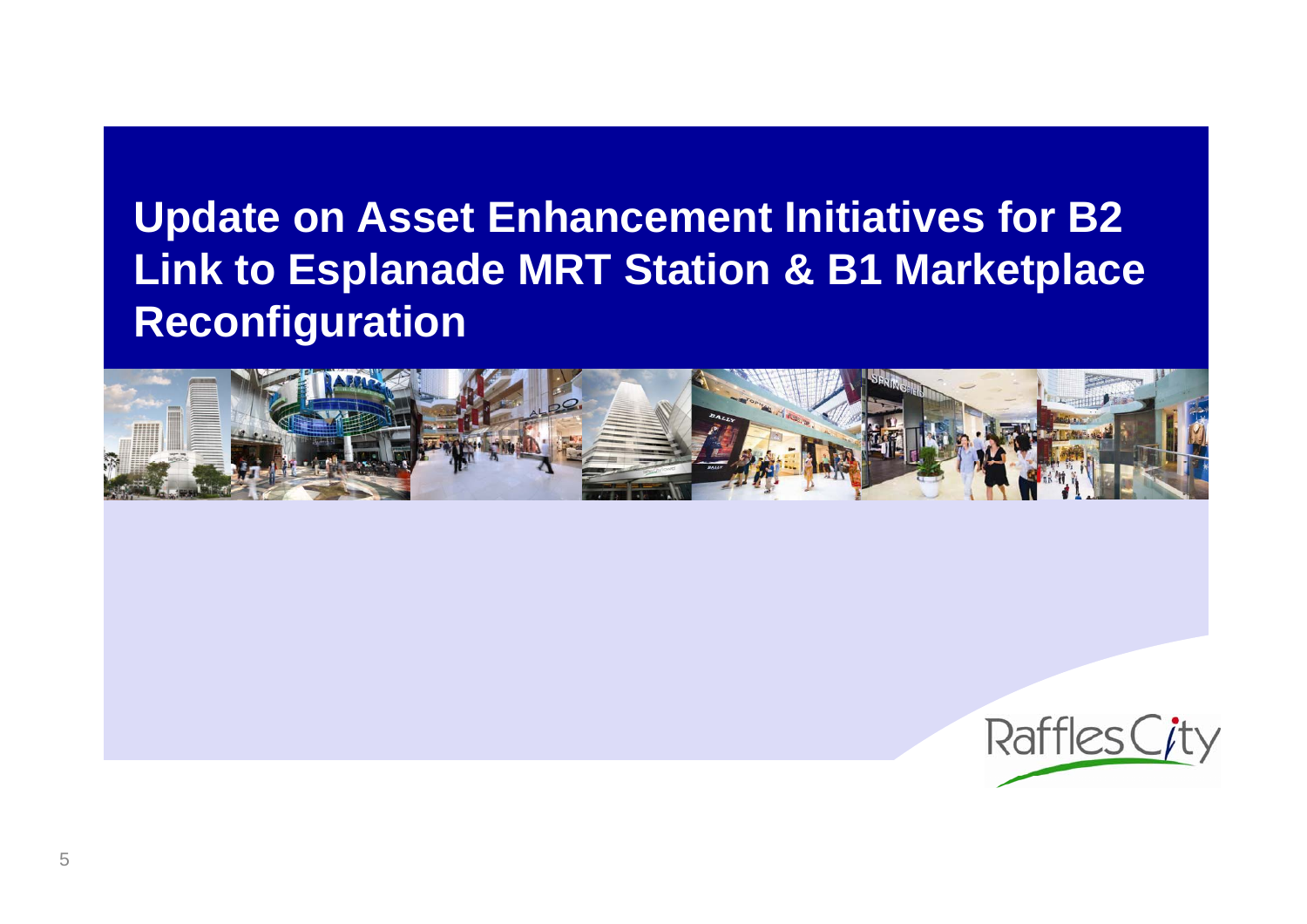# Update on Asset Enhancement Initiatives for B2 Link to Esplanade MRT Station & B1 Marketplace Reconfiguration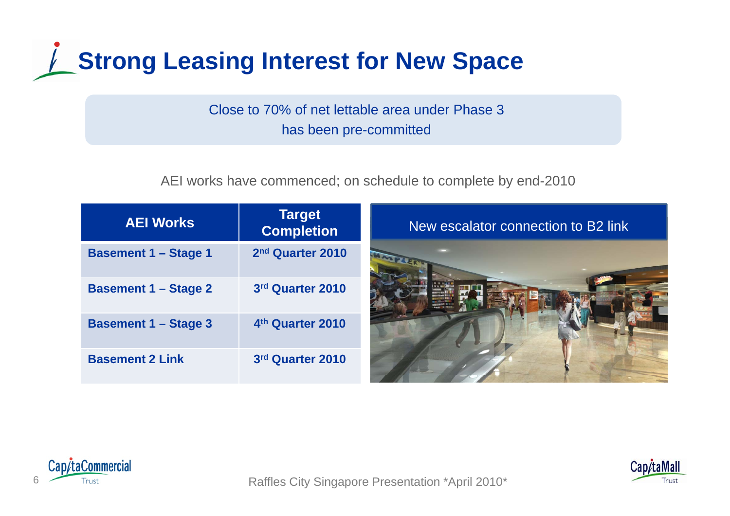# Strong Leasing Interest for New Space

Close to 70% of net lettable area under Phase 3 has been pre-committed

AEI works have commenced; on schedule to complete by end-2010

| AEI Works | Target Completion |
| --- | --- |
| Basement 1 – Stage 1 | 2nd Quarter 2010 |
| Basement 1 – Stage 2 | 3rd Quarter 2010 |
| Basement 1 – Stage 3 | 4th Quarter 2010 |
| Basement 2 Link | 3rd Quarter 2010 |

New escalator connection to B2 link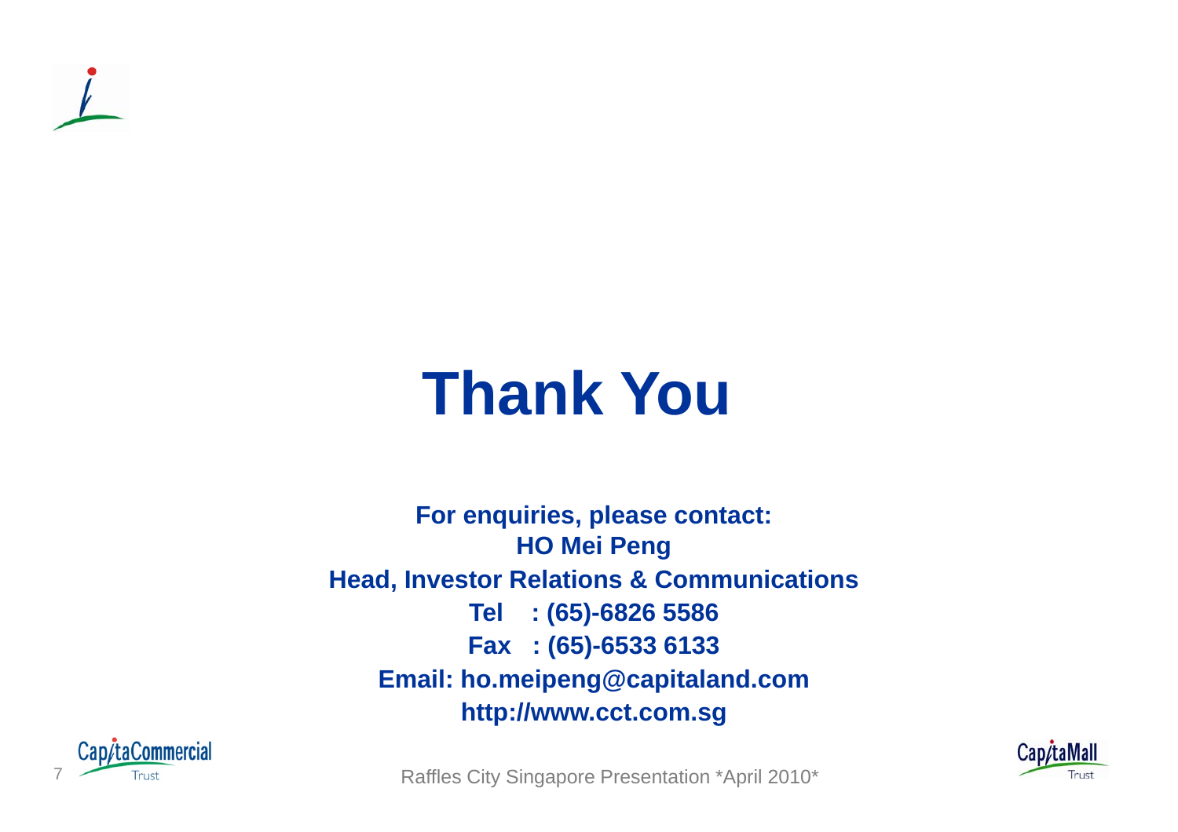# Thank You

**For enquiries, please contact:**
**HO Mei Peng**
**Head, Investor Relations & Communications**
**Tel : (65)-6826 5586**
**Fax : (65)-6533 6133**
**Email: ho.meipeng@capitaland.com**
**http://www.cct.com.sg**